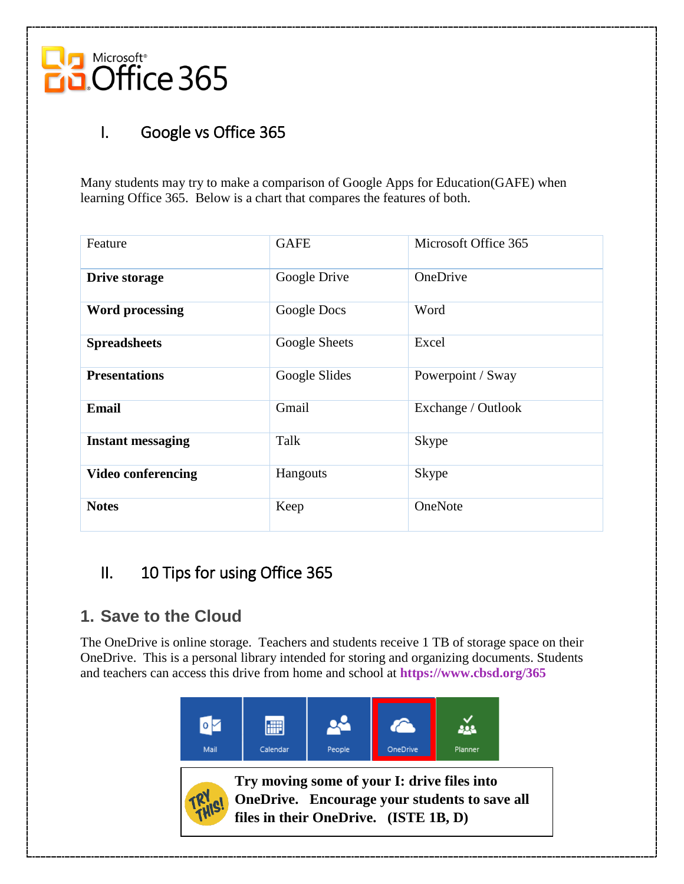Microsoft® Office 365

# I. Google vs Office 365

Many students may try to make a comparison of Google Apps for Education(GAFE) when learning Office 365. Below is a chart that compares the features of both.

| Feature | GAFE | Microsoft Office 365 |
|---|---|---|
| **Drive storage** | Google Drive | OneDrive |
| **Word processing** | Google Docs | Word |
| **Spreadsheets** | Google Sheets | Excel |
| **Presentations** | Google Slides | Powerpoint / Sway |
| **Email** | Gmail | Exchange / Outlook |
| **Instant messaging** | Talk | Skype |
| **Video conferencing** | Hangouts | Skype |
| **Notes** | Keep | OneNote |

# II. 10 Tips for using Office 365

## 1. Save to the Cloud

The OneDrive is online storage. Teachers and students receive 1 TB of storage space on their OneDrive. This is a personal library intended for storing and organizing documents. Students and teachers can access this drive from home and school at **https://www.cbsd.org/365**

Mail | Calendar | People | OneDrive | Planner

TRY THIS! **Try moving some of your I: drive files into OneDrive. Encourage your students to save all files in their OneDrive. (ISTE 1B, D)**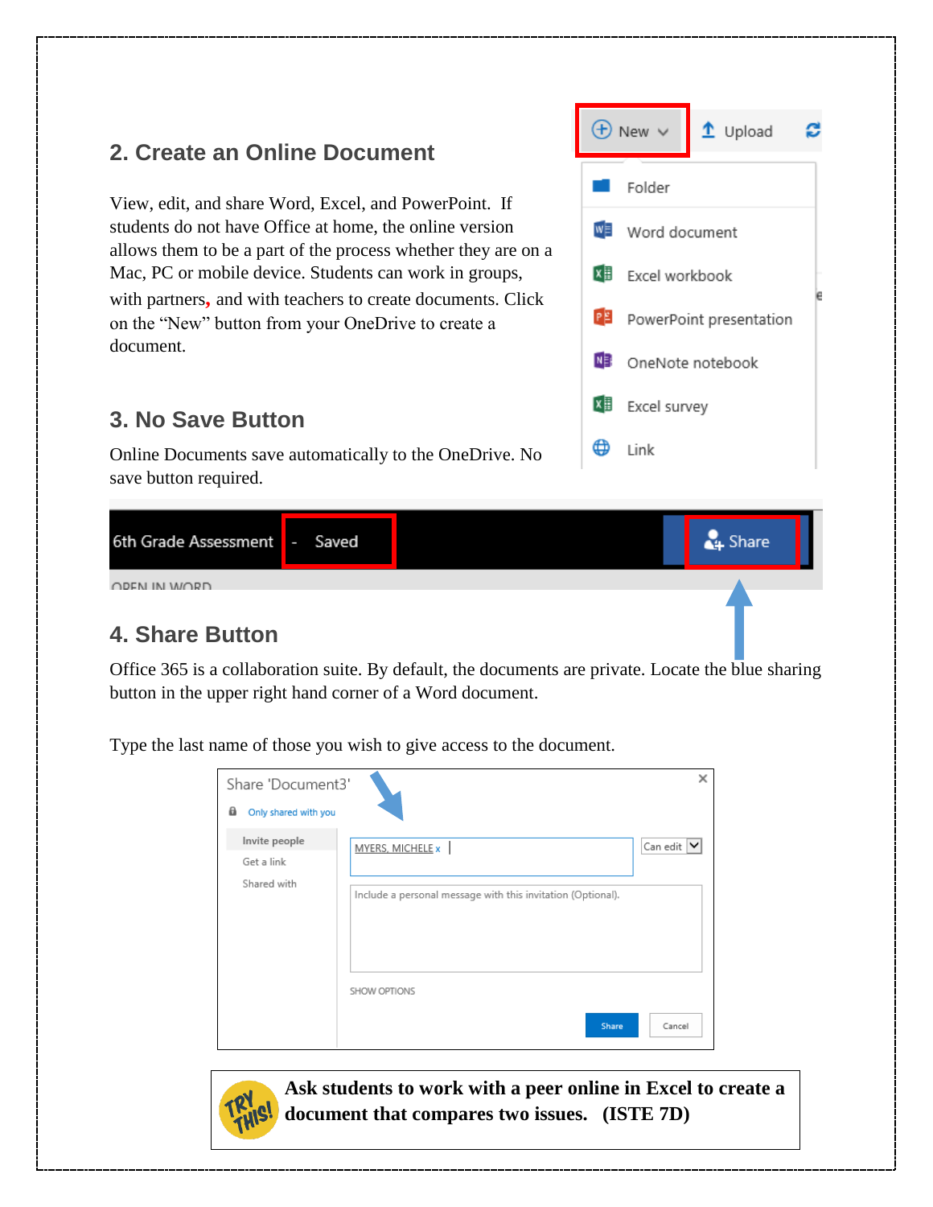## 2. Create an Online Document

View, edit, and share Word, Excel, and PowerPoint. If students do not have Office at home, the online version allows them to be a part of the process whether they are on a Mac, PC or mobile device. Students can work in groups, with partners, and with teachers to create documents. Click on the "New" button from your OneDrive to create a document.

## 3. No Save Button

Online Documents save automatically to the OneDrive. No save button required.

## 4. Share Button

Office 365 is a collaboration suite. By default, the documents are private. Locate the blue sharing button in the upper right hand corner of a Word document.

Type the last name of those you wish to give access to the document.

**Ask students to work with a peer online in Excel to create a document that compares two issues. (ISTE 7D)**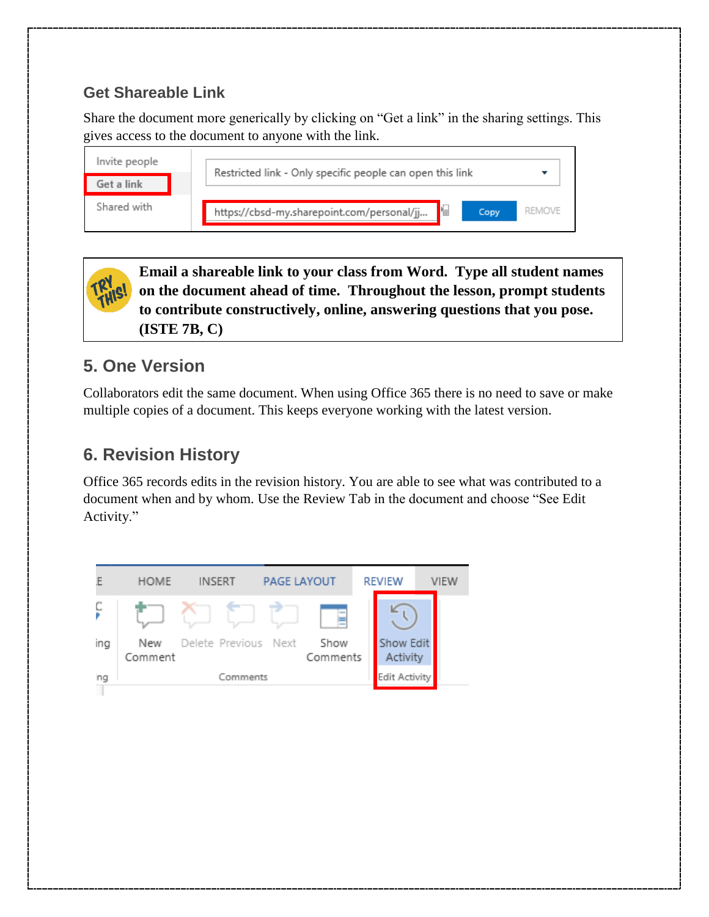### Get Shareable Link

Share the document more generically by clicking on “Get a link” in the sharing settings. This gives access to the document to anyone with the link.

**Email a shareable link to your class from Word. Type all student names on the document ahead of time. Throughout the lesson, prompt students to contribute constructively, online, answering questions that you pose. (ISTE 7B, C)**

## 5. One Version

Collaborators edit the same document. When using Office 365 there is no need to save or make multiple copies of a document. This keeps everyone working with the latest version.

## 6. Revision History

Office 365 records edits in the revision history. You are able to see what was contributed to a document when and by whom. Use the Review Tab in the document and choose “See Edit Activity.”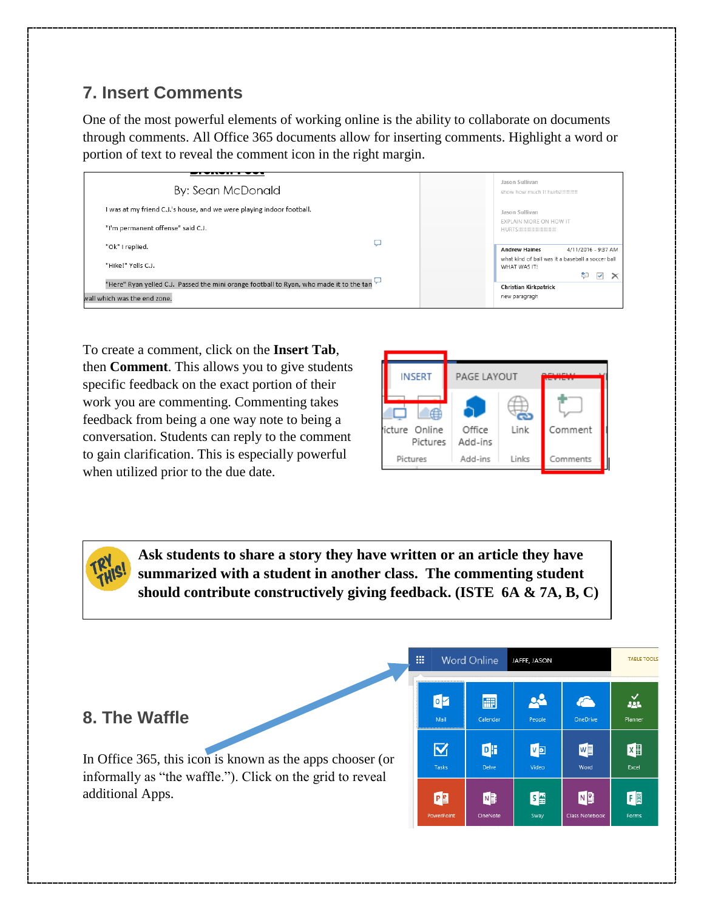## 7. Insert Comments

One of the most powerful elements of working online is the ability to collaborate on documents through comments. All Office 365 documents allow for inserting comments. Highlight a word or portion of text to reveal the comment icon in the right margin.

To create a comment, click on the **Insert Tab**, then **Comment**. This allows you to give students specific feedback on the exact portion of their work you are commenting. Commenting takes feedback from being a one way note to being a conversation. Students can reply to the comment to gain clarification. This is especially powerful when utilized prior to the due date.

**Ask students to share a story they have written or an article they have summarized with a student in another class. The commenting student should contribute constructively giving feedback. (ISTE 6A & 7A, B, C)**

## 8. The Waffle

In Office 365, this icon is known as the apps chooser (or informally as "the waffle."). Click on the grid to reveal additional Apps.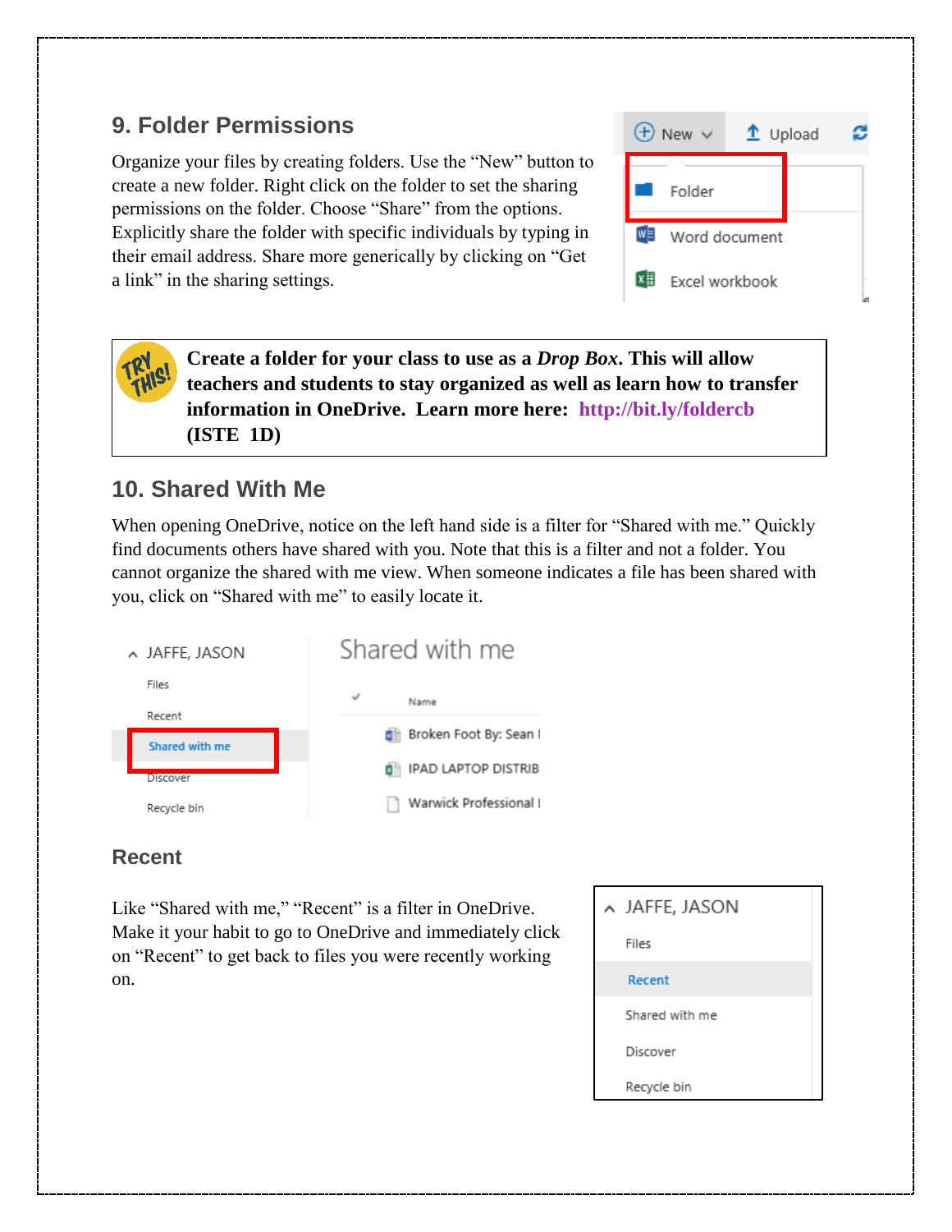## 9. Folder Permissions

Organize your files by creating folders. Use the “New” button to create a new folder. Right click on the folder to set the sharing permissions on the folder. Choose “Share” from the options. Explicitly share the folder with specific individuals by typing in their email address. Share more generically by clicking on “Get a link” in the sharing settings.

**Create a folder for your class to use as a *Drop Box*. This will allow teachers and students to stay organized as well as learn how to transfer information in OneDrive. Learn more here: http://bit.ly/foldercb (ISTE 1D)**

## 10. Shared With Me

When opening OneDrive, notice on the left hand side is a filter for “Shared with me.” Quickly find documents others have shared with you. Note that this is a filter and not a folder. You cannot organize the shared with me view. When someone indicates a file has been shared with you, click on “Shared with me” to easily locate it.

### Recent

Like “Shared with me,” “Recent” is a filter in OneDrive. Make it your habit to go to OneDrive and immediately click on “Recent” to get back to files you were recently working on.